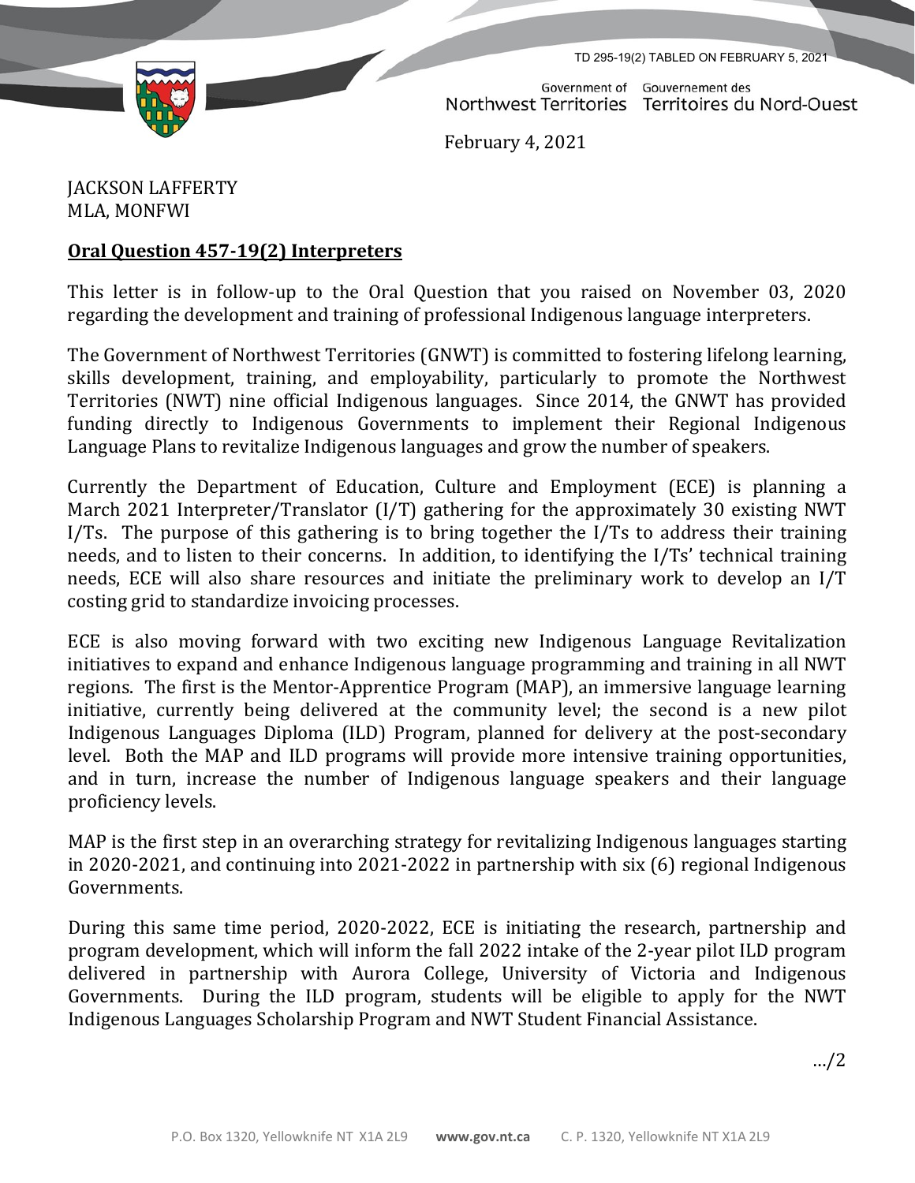TD 295-19(2) TABLED ON FEBRUARY 5, 2021

Government of Northwest Territories | Gouvernement des Territoires du Nord-Ouest

February 4, 2021

JACKSON LAFFERTY
MLA, MONFWI

**Oral Question 457-19(2) Interpreters**

This letter is in follow-up to the Oral Question that you raised on November 03, 2020 regarding the development and training of professional Indigenous language interpreters.

The Government of Northwest Territories (GNWT) is committed to fostering lifelong learning, skills development, training, and employability, particularly to promote the Northwest Territories (NWT) nine official Indigenous languages. Since 2014, the GNWT has provided funding directly to Indigenous Governments to implement their Regional Indigenous Language Plans to revitalize Indigenous languages and grow the number of speakers.

Currently the Department of Education, Culture and Employment (ECE) is planning a March 2021 Interpreter/Translator (I/T) gathering for the approximately 30 existing NWT I/Ts. The purpose of this gathering is to bring together the I/Ts to address their training needs, and to listen to their concerns. In addition, to identifying the I/Ts' technical training needs, ECE will also share resources and initiate the preliminary work to develop an I/T costing grid to standardize invoicing processes.

ECE is also moving forward with two exciting new Indigenous Language Revitalization initiatives to expand and enhance Indigenous language programming and training in all NWT regions. The first is the Mentor-Apprentice Program (MAP), an immersive language learning initiative, currently being delivered at the community level; the second is a new pilot Indigenous Languages Diploma (ILD) Program, planned for delivery at the post-secondary level. Both the MAP and ILD programs will provide more intensive training opportunities, and in turn, increase the number of Indigenous language speakers and their language proficiency levels.

MAP is the first step in an overarching strategy for revitalizing Indigenous languages starting in 2020-2021, and continuing into 2021-2022 in partnership with six (6) regional Indigenous Governments.

During this same time period, 2020-2022, ECE is initiating the research, partnership and program development, which will inform the fall 2022 intake of the 2-year pilot ILD program delivered in partnership with Aurora College, University of Victoria and Indigenous Governments. During the ILD program, students will be eligible to apply for the NWT Indigenous Languages Scholarship Program and NWT Student Financial Assistance.

…/2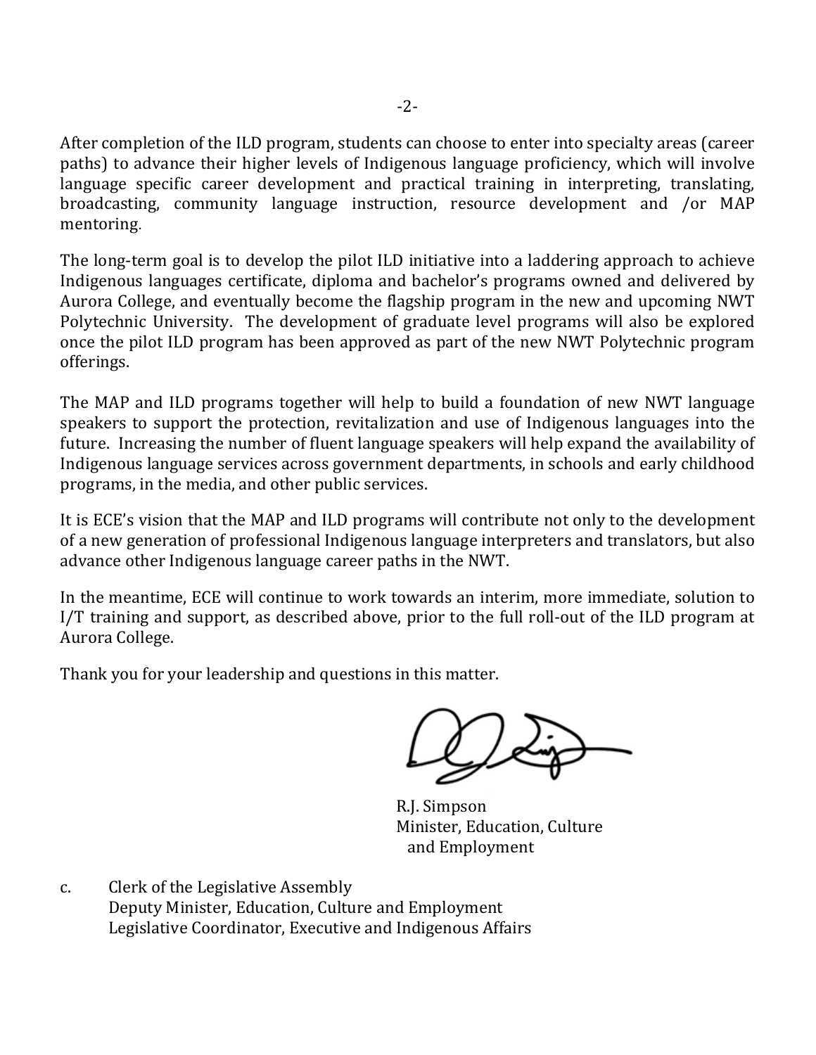After completion of the ILD program, students can choose to enter into specialty areas (career paths) to advance their higher levels of Indigenous language proficiency, which will involve language specific career development and practical training in interpreting, translating, broadcasting, community language instruction, resource development and /or MAP mentoring.

The long-term goal is to develop the pilot ILD initiative into a laddering approach to achieve Indigenous languages certificate, diploma and bachelor's programs owned and delivered by Aurora College, and eventually become the flagship program in the new and upcoming NWT Polytechnic University. The development of graduate level programs will also be explored once the pilot ILD program has been approved as part of the new NWT Polytechnic program offerings.

The MAP and ILD programs together will help to build a foundation of new NWT language speakers to support the protection, revitalization and use of Indigenous languages into the future. Increasing the number of fluent language speakers will help expand the availability of Indigenous language services across government departments, in schools and early childhood programs, in the media, and other public services.

It is ECE's vision that the MAP and ILD programs will contribute not only to the development of a new generation of professional Indigenous language interpreters and translators, but also advance other Indigenous language career paths in the NWT.

In the meantime, ECE will continue to work towards an interim, more immediate, solution to I/T training and support, as described above, prior to the full roll-out of the ILD program at Aurora College.

Thank you for your leadership and questions in this matter.

R.J. Simpson
Minister, Education, Culture and Employment

c. Clerk of the Legislative Assembly
Deputy Minister, Education, Culture and Employment
Legislative Coordinator, Executive and Indigenous Affairs